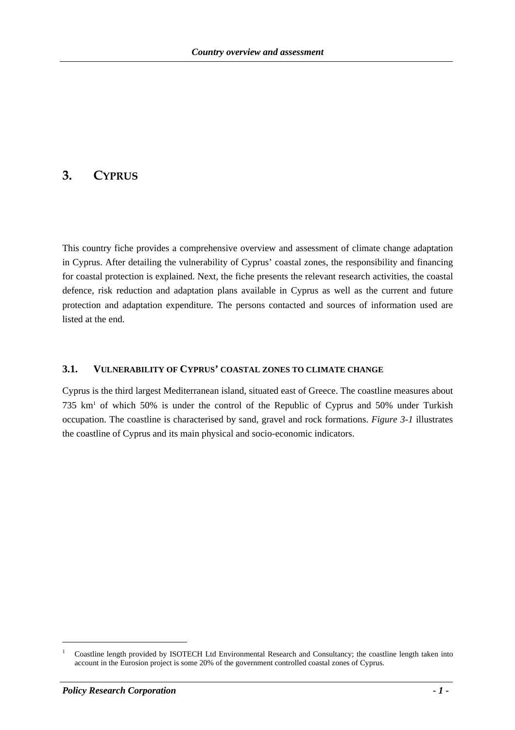# 3. CYPRUS

This country fiche provides a comprehensive overview and assessment of climate change adaptation in Cyprus. After detailing the vulnerability of Cyprus' coastal zones, the responsibility and financing for coastal protection is explained. Next, the fiche presents the relevant research activities, the coastal defence, risk reduction and adaptation plans available in Cyprus as well as the current and future protection and adaptation expenditure. The persons contacted and sources of information used are listed at the end.

## 3.1. VULNERABILITY OF CYPRUS' COASTAL ZONES TO CLIMATE CHANGE

Cyprus is the third largest Mediterranean island, situated east of Greece. The coastline measures about 735 km[1] of which 50% is under the control of the Republic of Cyprus and 50% under Turkish occupation. The coastline is characterised by sand, gravel and rock formations. *Figure 3-1* illustrates the coastline of Cyprus and its main physical and socio-economic indicators.

[1] Coastline length provided by ISOTECH Ltd Environmental Research and Consultancy; the coastline length taken into account in the Eurosion project is some 20% of the government controlled coastal zones of Cyprus.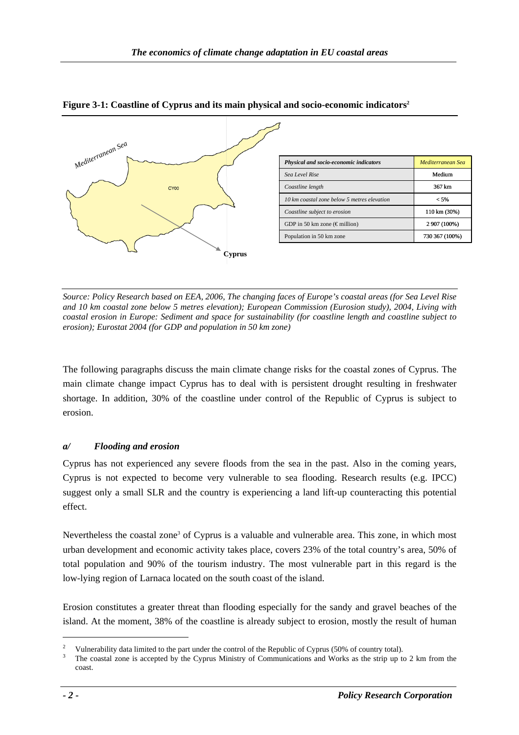**Figure 3-1: Coastline of Cyprus and its main physical and socio-economic indicators**[2]

Mediterranean Sea

CY00

Cyprus

| *Physical and socio-economic indicators* | *Mediterranean Sea* |
|---|---|
| *Sea Level Rise* | Medium |
| *Coastline length* | 367 km |
| *10 km coastal zone below 5 metres elevation* | < 5% |
| *Coastline subject to erosion* | 110 km (30%) |
| GDP in 50 km zone (€ million) | 2 907 (100%) |
| Population in 50 km zone | 730 367 (100%) |

*Source: Policy Research based on EEA, 2006, The changing faces of Europe's coastal areas (for Sea Level Rise and 10 km coastal zone below 5 metres elevation); European Commission (Eurosion study), 2004, Living with coastal erosion in Europe: Sediment and space for sustainability (for coastline length and coastline subject to erosion); Eurostat 2004 (for GDP and population in 50 km zone)*

The following paragraphs discuss the main climate change risks for the coastal zones of Cyprus. The main climate change impact Cyprus has to deal with is persistent drought resulting in freshwater shortage. In addition, 30% of the coastline under control of the Republic of Cyprus is subject to erosion.

### *a/ Flooding and erosion*

Cyprus has not experienced any severe floods from the sea in the past. Also in the coming years, Cyprus is not expected to become very vulnerable to sea flooding. Research results (e.g. IPCC) suggest only a small SLR and the country is experiencing a land lift-up counteracting this potential effect.

Nevertheless the coastal zone[3] of Cyprus is a valuable and vulnerable area. This zone, in which most urban development and economic activity takes place, covers 23% of the total country's area, 50% of total population and 90% of the tourism industry. The most vulnerable part in this regard is the low-lying region of Larnaca located on the south coast of the island.

Erosion constitutes a greater threat than flooding especially for the sandy and gravel beaches of the island. At the moment, 38% of the coastline is already subject to erosion, mostly the result of human

[2] Vulnerability data limited to the part under the control of the Republic of Cyprus (50% of country total).

[3] The coastal zone is accepted by the Cyprus Ministry of Communications and Works as the strip up to 2 km from the coast.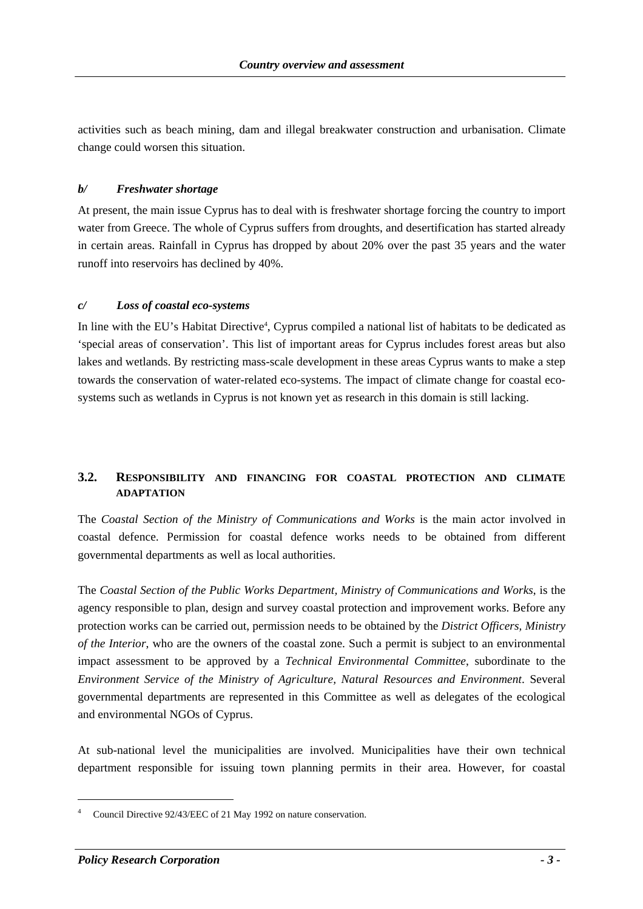activities such as beach mining, dam and illegal breakwater construction and urbanisation. Climate change could worsen this situation.

#### *b/ Freshwater shortage*

At present, the main issue Cyprus has to deal with is freshwater shortage forcing the country to import water from Greece. The whole of Cyprus suffers from droughts, and desertification has started already in certain areas. Rainfall in Cyprus has dropped by about 20% over the past 35 years and the water runoff into reservoirs has declined by 40%.

#### *c/ Loss of coastal eco-systems*

In line with the EU's Habitat Directive[4], Cyprus compiled a national list of habitats to be dedicated as 'special areas of conservation'. This list of important areas for Cyprus includes forest areas but also lakes and wetlands. By restricting mass-scale development in these areas Cyprus wants to make a step towards the conservation of water-related eco-systems. The impact of climate change for coastal eco-systems such as wetlands in Cyprus is not known yet as research in this domain is still lacking.

## 3.2. Responsibility and financing for coastal protection and climate adaptation

The *Coastal Section of the Ministry of Communications and Works* is the main actor involved in coastal defence. Permission for coastal defence works needs to be obtained from different governmental departments as well as local authorities.

The *Coastal Section of the Public Works Department, Ministry of Communications and Works*, is the agency responsible to plan, design and survey coastal protection and improvement works. Before any protection works can be carried out, permission needs to be obtained by the *District Officers, Ministry of the Interior*, who are the owners of the coastal zone. Such a permit is subject to an environmental impact assessment to be approved by a *Technical Environmental Committee*, subordinate to the *Environment Service of the Ministry of Agriculture, Natural Resources and Environment*. Several governmental departments are represented in this Committee as well as delegates of the ecological and environmental NGOs of Cyprus.

At sub-national level the municipalities are involved. Municipalities have their own technical department responsible for issuing town planning permits in their area. However, for coastal

---

[4] Council Directive 92/43/EEC of 21 May 1992 on nature conservation.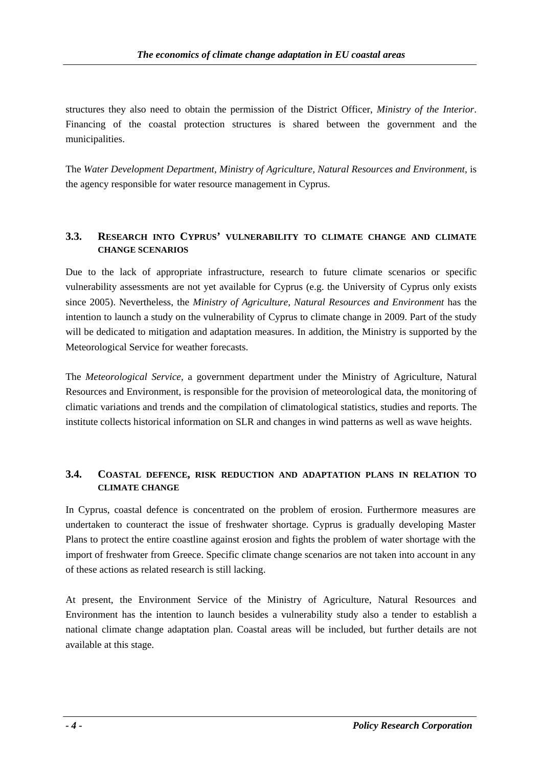structures they also need to obtain the permission of the District Officer, *Ministry of the Interior*. Financing of the coastal protection structures is shared between the government and the municipalities.

The *Water Development Department, Ministry of Agriculture, Natural Resources and Environment*, is the agency responsible for water resource management in Cyprus.

## 3.3. Research into Cyprus' vulnerability to climate change and climate change scenarios

Due to the lack of appropriate infrastructure, research to future climate scenarios or specific vulnerability assessments are not yet available for Cyprus (e.g. the University of Cyprus only exists since 2005). Nevertheless, the *Ministry of Agriculture, Natural Resources and Environment* has the intention to launch a study on the vulnerability of Cyprus to climate change in 2009. Part of the study will be dedicated to mitigation and adaptation measures. In addition, the Ministry is supported by the Meteorological Service for weather forecasts.

The *Meteorological Service*, a government department under the Ministry of Agriculture, Natural Resources and Environment, is responsible for the provision of meteorological data, the monitoring of climatic variations and trends and the compilation of climatological statistics, studies and reports. The institute collects historical information on SLR and changes in wind patterns as well as wave heights.

## 3.4. Coastal defence, risk reduction and adaptation plans in relation to climate change

In Cyprus, coastal defence is concentrated on the problem of erosion. Furthermore measures are undertaken to counteract the issue of freshwater shortage. Cyprus is gradually developing Master Plans to protect the entire coastline against erosion and fights the problem of water shortage with the import of freshwater from Greece. Specific climate change scenarios are not taken into account in any of these actions as related research is still lacking.

At present, the Environment Service of the Ministry of Agriculture, Natural Resources and Environment has the intention to launch besides a vulnerability study also a tender to establish a national climate change adaptation plan. Coastal areas will be included, but further details are not available at this stage.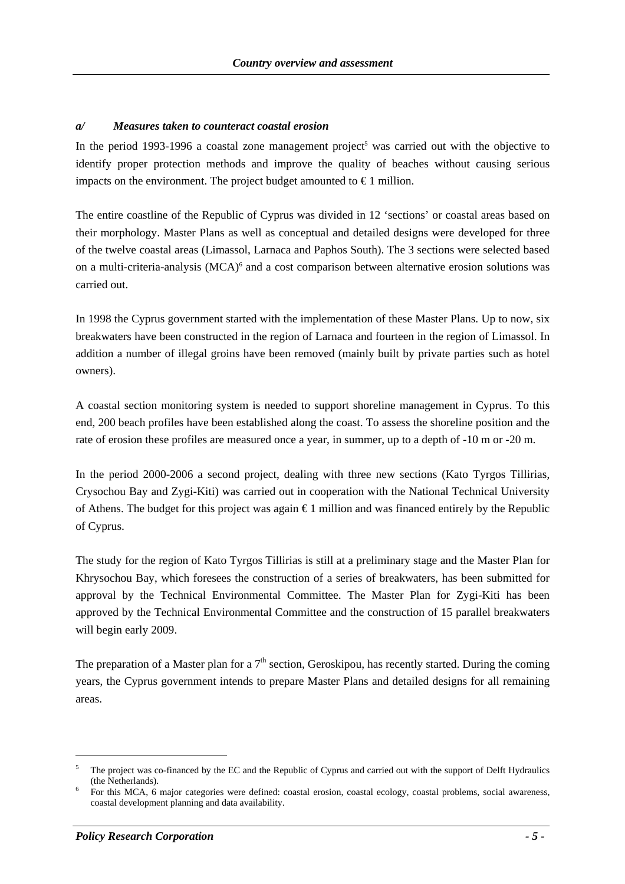### *a/ Measures taken to counteract coastal erosion*

In the period 1993-1996 a coastal zone management project[5] was carried out with the objective to identify proper protection methods and improve the quality of beaches without causing serious impacts on the environment. The project budget amounted to € 1 million.

The entire coastline of the Republic of Cyprus was divided in 12 'sections' or coastal areas based on their morphology. Master Plans as well as conceptual and detailed designs were developed for three of the twelve coastal areas (Limassol, Larnaca and Paphos South). The 3 sections were selected based on a multi-criteria-analysis (MCA)[6] and a cost comparison between alternative erosion solutions was carried out.

In 1998 the Cyprus government started with the implementation of these Master Plans. Up to now, six breakwaters have been constructed in the region of Larnaca and fourteen in the region of Limassol. In addition a number of illegal groins have been removed (mainly built by private parties such as hotel owners).

A coastal section monitoring system is needed to support shoreline management in Cyprus. To this end, 200 beach profiles have been established along the coast. To assess the shoreline position and the rate of erosion these profiles are measured once a year, in summer, up to a depth of -10 m or -20 m.

In the period 2000-2006 a second project, dealing with three new sections (Kato Tyrgos Tillirias, Crysochou Bay and Zygi-Kiti) was carried out in cooperation with the National Technical University of Athens. The budget for this project was again € 1 million and was financed entirely by the Republic of Cyprus.

The study for the region of Kato Tyrgos Tillirias is still at a preliminary stage and the Master Plan for Khrysochou Bay, which foresees the construction of a series of breakwaters, has been submitted for approval by the Technical Environmental Committee. The Master Plan for Zygi-Kiti has been approved by the Technical Environmental Committee and the construction of 15 parallel breakwaters will begin early 2009.

The preparation of a Master plan for a 7th section, Geroskipou, has recently started. During the coming years, the Cyprus government intends to prepare Master Plans and detailed designs for all remaining areas.

---

[5] The project was co-financed by the EC and the Republic of Cyprus and carried out with the support of Delft Hydraulics (the Netherlands).

[6] For this MCA, 6 major categories were defined: coastal erosion, coastal ecology, coastal problems, social awareness, coastal development planning and data availability.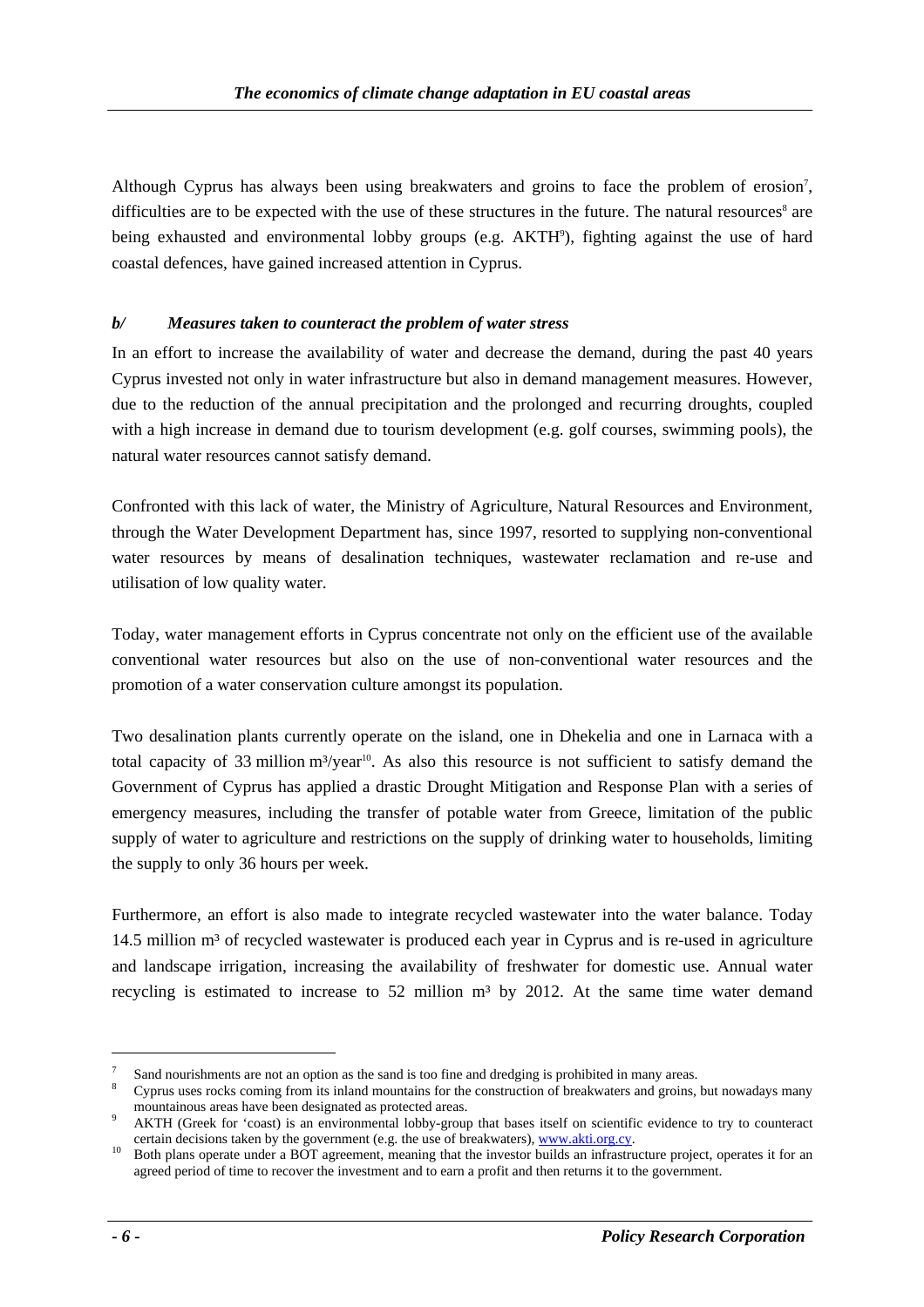Although Cyprus has always been using breakwaters and groins to face the problem of erosion[7], difficulties are to be expected with the use of these structures in the future. The natural resources[8] are being exhausted and environmental lobby groups (e.g. AKTH[9]), fighting against the use of hard coastal defences, have gained increased attention in Cyprus.

### *b/ Measures taken to counteract the problem of water stress*

In an effort to increase the availability of water and decrease the demand, during the past 40 years Cyprus invested not only in water infrastructure but also in demand management measures. However, due to the reduction of the annual precipitation and the prolonged and recurring droughts, coupled with a high increase in demand due to tourism development (e.g. golf courses, swimming pools), the natural water resources cannot satisfy demand.

Confronted with this lack of water, the Ministry of Agriculture, Natural Resources and Environment, through the Water Development Department has, since 1997, resorted to supplying non-conventional water resources by means of desalination techniques, wastewater reclamation and re-use and utilisation of low quality water.

Today, water management efforts in Cyprus concentrate not only on the efficient use of the available conventional water resources but also on the use of non-conventional water resources and the promotion of a water conservation culture amongst its population.

Two desalination plants currently operate on the island, one in Dhekelia and one in Larnaca with a total capacity of 33 million m³/year[10]. As also this resource is not sufficient to satisfy demand the Government of Cyprus has applied a drastic Drought Mitigation and Response Plan with a series of emergency measures, including the transfer of potable water from Greece, limitation of the public supply of water to agriculture and restrictions on the supply of drinking water to households, limiting the supply to only 36 hours per week.

Furthermore, an effort is also made to integrate recycled wastewater into the water balance. Today 14.5 million m³ of recycled wastewater is produced each year in Cyprus and is re-used in agriculture and landscape irrigation, increasing the availability of freshwater for domestic use. Annual water recycling is estimated to increase to 52 million m³ by 2012. At the same time water demand

---

[7] Sand nourishments are not an option as the sand is too fine and dredging is prohibited in many areas.

[8] Cyprus uses rocks coming from its inland mountains for the construction of breakwaters and groins, but nowadays many mountainous areas have been designated as protected areas.

[9] AKTH (Greek for 'coast) is an environmental lobby-group that bases itself on scientific evidence to try to counteract certain decisions taken by the government (e.g. the use of breakwaters), www.akti.org.cy.

[10] Both plans operate under a BOT agreement, meaning that the investor builds an infrastructure project, operates it for an agreed period of time to recover the investment and to earn a profit and then returns it to the government.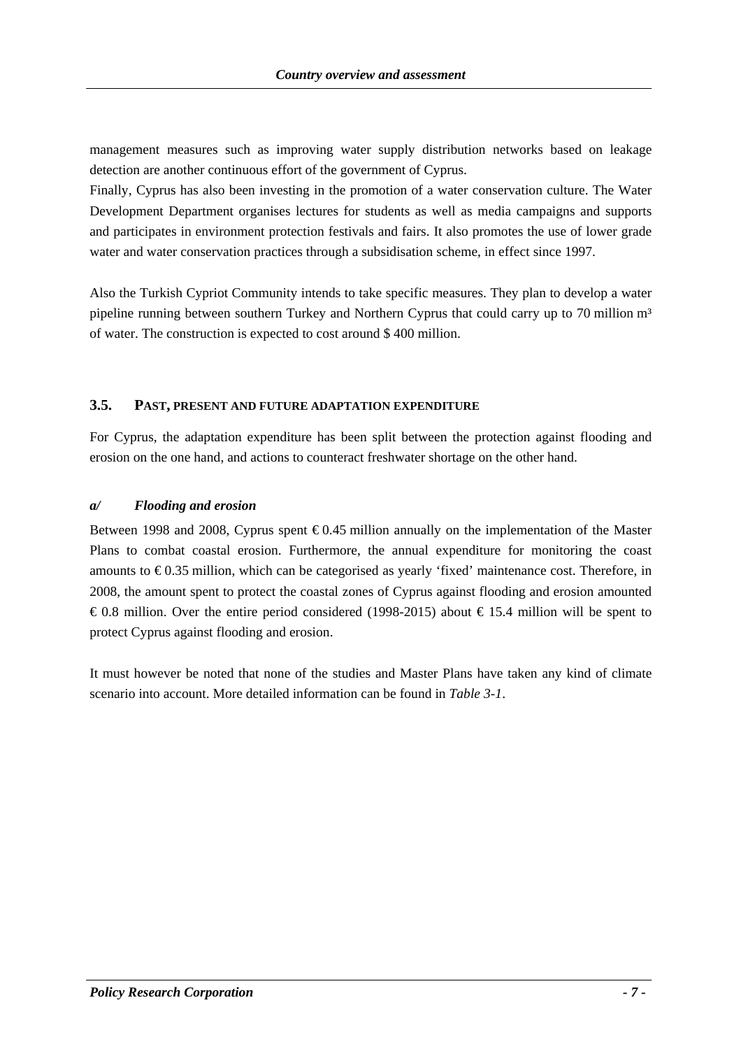management measures such as improving water supply distribution networks based on leakage detection are another continuous effort of the government of Cyprus.

Finally, Cyprus has also been investing in the promotion of a water conservation culture. The Water Development Department organises lectures for students as well as media campaigns and supports and participates in environment protection festivals and fairs. It also promotes the use of lower grade water and water conservation practices through a subsidisation scheme, in effect since 1997.

Also the Turkish Cypriot Community intends to take specific measures. They plan to develop a water pipeline running between southern Turkey and Northern Cyprus that could carry up to 70 million m³ of water. The construction is expected to cost around $ 400 million.

## 3.5. PAST, PRESENT AND FUTURE ADAPTATION EXPENDITURE

For Cyprus, the adaptation expenditure has been split between the protection against flooding and erosion on the one hand, and actions to counteract freshwater shortage on the other hand.

### *a/ Flooding and erosion*

Between 1998 and 2008, Cyprus spent € 0.45 million annually on the implementation of the Master Plans to combat coastal erosion. Furthermore, the annual expenditure for monitoring the coast amounts to € 0.35 million, which can be categorised as yearly 'fixed' maintenance cost. Therefore, in 2008, the amount spent to protect the coastal zones of Cyprus against flooding and erosion amounted € 0.8 million. Over the entire period considered (1998-2015) about € 15.4 million will be spent to protect Cyprus against flooding and erosion.

It must however be noted that none of the studies and Master Plans have taken any kind of climate scenario into account. More detailed information can be found in *Table 3-1*.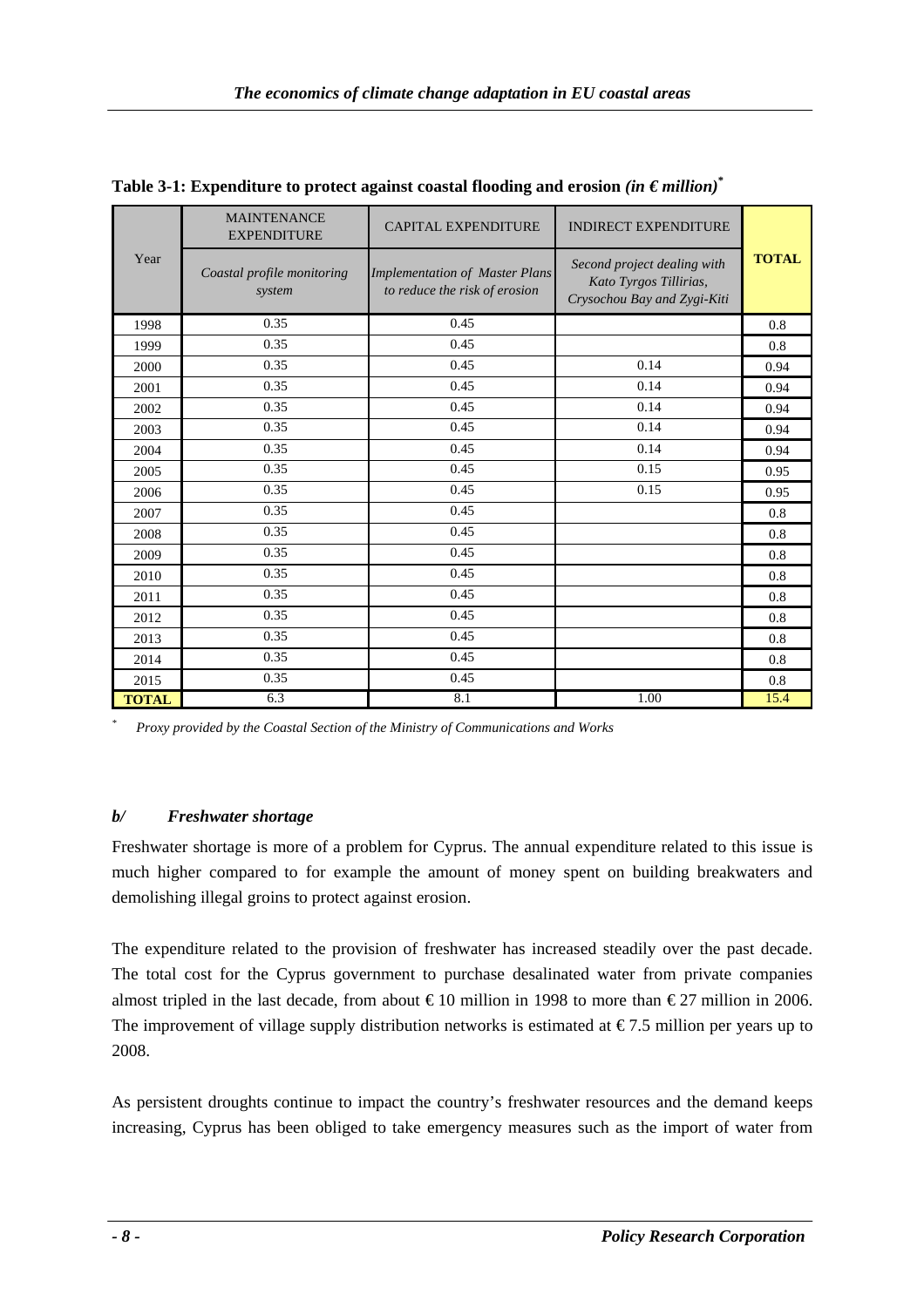**Table 3-1: Expenditure to protect against coastal flooding and erosion** ***(in € million)**** 

| Year | MAINTENANCE EXPENDITURE | CAPITAL EXPENDITURE | INDIRECT EXPENDITURE | TOTAL |
|---|---|---|---|---|
| | *Coastal profile monitoring system* | *Implementation of Master Plans to reduce the risk of erosion* | *Second project dealing with Kato Tyrgos Tillirias, Crysochou Bay and Zygi-Kiti* | |
| 1998 | 0.35 | 0.45 | | 0.8 |
| 1999 | 0.35 | 0.45 | | 0.8 |
| 2000 | 0.35 | 0.45 | 0.14 | 0.94 |
| 2001 | 0.35 | 0.45 | 0.14 | 0.94 |
| 2002 | 0.35 | 0.45 | 0.14 | 0.94 |
| 2003 | 0.35 | 0.45 | 0.14 | 0.94 |
| 2004 | 0.35 | 0.45 | 0.14 | 0.94 |
| 2005 | 0.35 | 0.45 | 0.15 | 0.95 |
| 2006 | 0.35 | 0.45 | 0.15 | 0.95 |
| 2007 | 0.35 | 0.45 | | 0.8 |
| 2008 | 0.35 | 0.45 | | 0.8 |
| 2009 | 0.35 | 0.45 | | 0.8 |
| 2010 | 0.35 | 0.45 | | 0.8 |
| 2011 | 0.35 | 0.45 | | 0.8 |
| 2012 | 0.35 | 0.45 | | 0.8 |
| 2013 | 0.35 | 0.45 | | 0.8 |
| 2014 | 0.35 | 0.45 | | 0.8 |
| 2015 | 0.35 | 0.45 | | 0.8 |
| **TOTAL** | 6.3 | 8.1 | 1.00 | 15.4 |

\* *Proxy provided by the Coastal Section of the Ministry of Communications and Works*

### *b/ Freshwater shortage*

Freshwater shortage is more of a problem for Cyprus. The annual expenditure related to this issue is much higher compared to for example the amount of money spent on building breakwaters and demolishing illegal groins to protect against erosion.

The expenditure related to the provision of freshwater has increased steadily over the past decade. The total cost for the Cyprus government to purchase desalinated water from private companies almost tripled in the last decade, from about € 10 million in 1998 to more than € 27 million in 2006. The improvement of village supply distribution networks is estimated at € 7.5 million per years up to 2008.

As persistent droughts continue to impact the country's freshwater resources and the demand keeps increasing, Cyprus has been obliged to take emergency measures such as the import of water from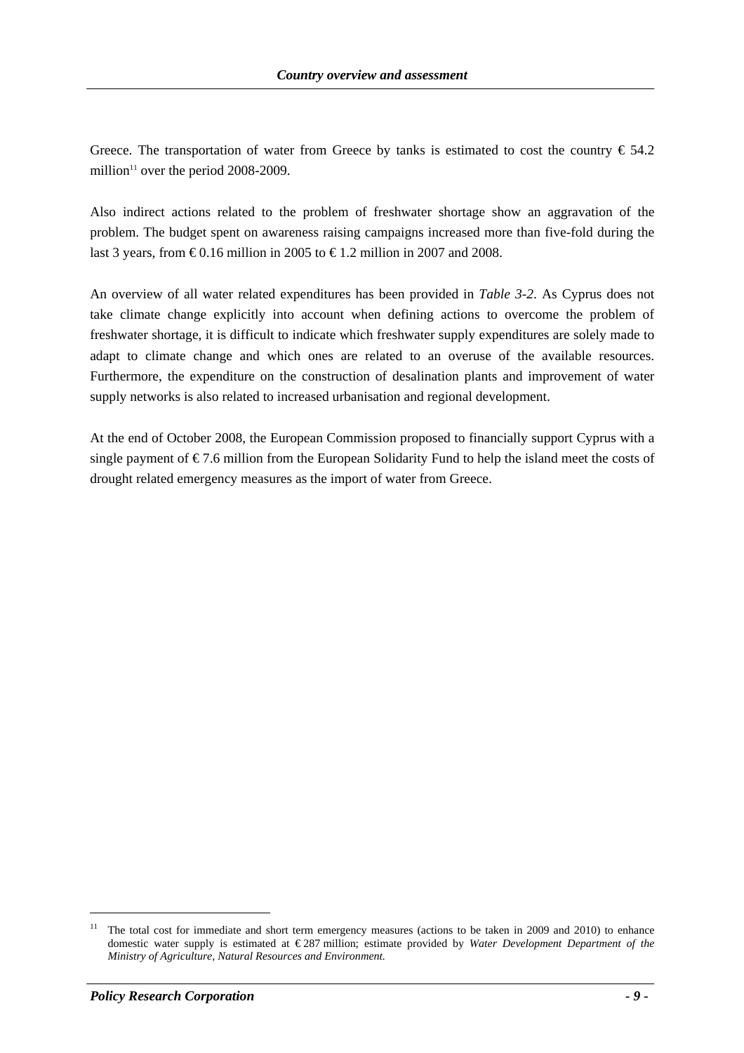Greece. The transportation of water from Greece by tanks is estimated to cost the country € 54.2 million[11] over the period 2008-2009.

Also indirect actions related to the problem of freshwater shortage show an aggravation of the problem. The budget spent on awareness raising campaigns increased more than five-fold during the last 3 years, from € 0.16 million in 2005 to € 1.2 million in 2007 and 2008.

An overview of all water related expenditures has been provided in *Table 3-2*. As Cyprus does not take climate change explicitly into account when defining actions to overcome the problem of freshwater shortage, it is difficult to indicate which freshwater supply expenditures are solely made to adapt to climate change and which ones are related to an overuse of the available resources. Furthermore, the expenditure on the construction of desalination plants and improvement of water supply networks is also related to increased urbanisation and regional development.

At the end of October 2008, the European Commission proposed to financially support Cyprus with a single payment of € 7.6 million from the European Solidarity Fund to help the island meet the costs of drought related emergency measures as the import of water from Greece.

[11] The total cost for immediate and short term emergency measures (actions to be taken in 2009 and 2010) to enhance domestic water supply is estimated at € 287 million; estimate provided by *Water Development Department of the Ministry of Agriculture, Natural Resources and Environment.*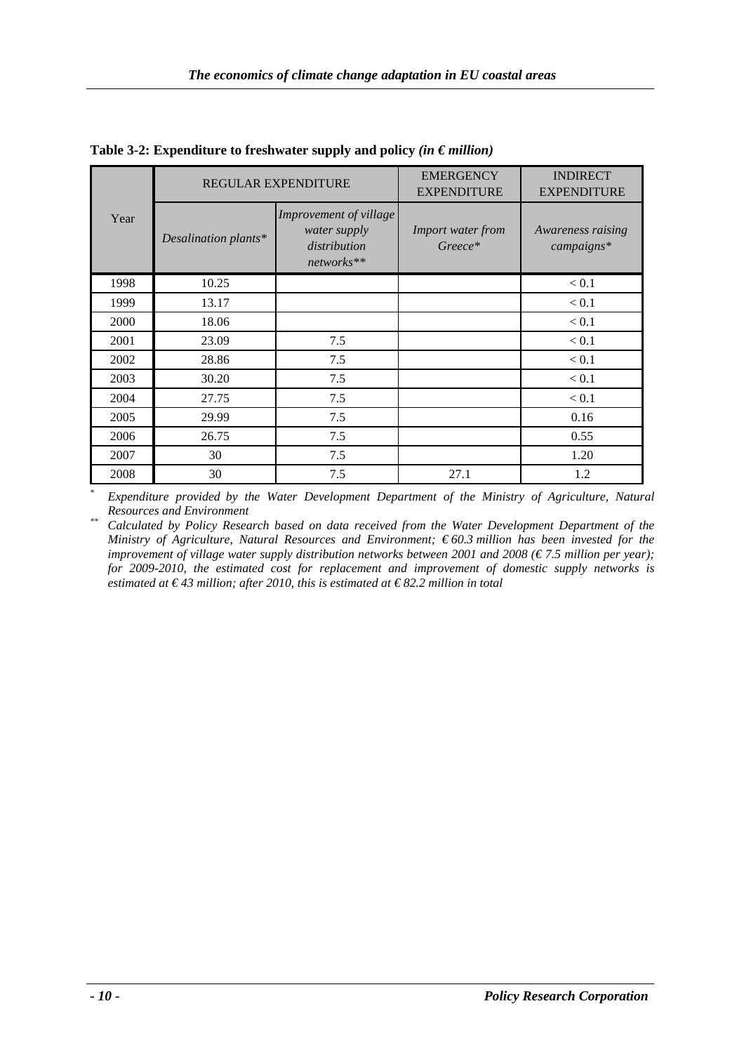**Table 3-2: Expenditure to freshwater supply and policy *(in € million)***

| Year | REGULAR EXPENDITURE | | EMERGENCY EXPENDITURE | INDIRECT EXPENDITURE |
|---|---|---|---|---|
| | *Desalination plants\** | *Improvement of village water supply distribution networks\*\** | *Import water from Greece\** | *Awareness raising campaigns\** |
| 1998 | 10.25 | | | < 0.1 |
| 1999 | 13.17 | | | < 0.1 |
| 2000 | 18.06 | | | < 0.1 |
| 2001 | 23.09 | 7.5 | | < 0.1 |
| 2002 | 28.86 | 7.5 | | < 0.1 |
| 2003 | 30.20 | 7.5 | | < 0.1 |
| 2004 | 27.75 | 7.5 | | < 0.1 |
| 2005 | 29.99 | 7.5 | | 0.16 |
| 2006 | 26.75 | 7.5 | | 0.55 |
| 2007 | 30 | 7.5 | | 1.20 |
| 2008 | 30 | 7.5 | 27.1 | 1.2 |

\* *Expenditure provided by the Water Development Department of the Ministry of Agriculture, Natural Resources and Environment*

\*\* *Calculated by Policy Research based on data received from the Water Development Department of the Ministry of Agriculture, Natural Resources and Environment; € 60.3 million has been invested for the improvement of village water supply distribution networks between 2001 and 2008 (€ 7.5 million per year); for 2009-2010, the estimated cost for replacement and improvement of domestic supply networks is estimated at € 43 million; after 2010, this is estimated at € 82.2 million in total*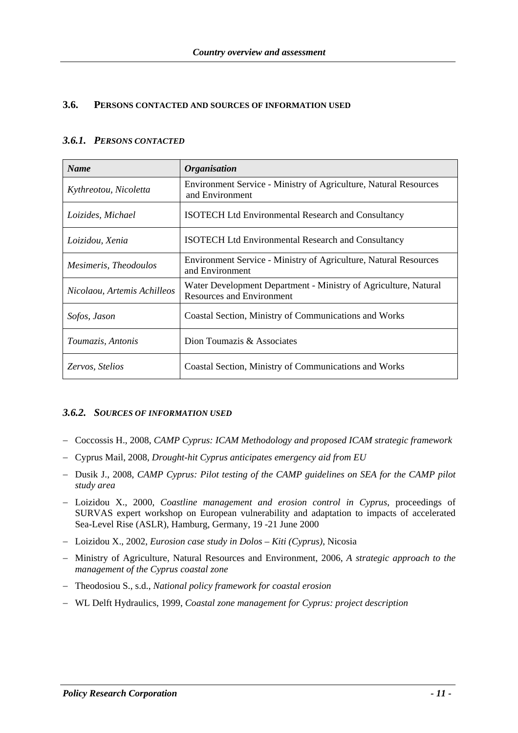## 3.6. Persons contacted and sources of information used

### *3.6.1. Persons contacted*

| *Name* | *Organisation* |
|---|---|
| *Kythreotou, Nicoletta* | Environment Service - Ministry of Agriculture, Natural Resources and Environment |
| *Loizides, Michael* | ISOTECH Ltd Environmental Research and Consultancy |
| *Loizidou, Xenia* | ISOTECH Ltd Environmental Research and Consultancy |
| *Mesimeris, Theodoulos* | Environment Service - Ministry of Agriculture, Natural Resources and Environment |
| *Nicolaou, Artemis Achilleos* | Water Development Department - Ministry of Agriculture, Natural Resources and Environment |
| *Sofos, Jason* | Coastal Section, Ministry of Communications and Works |
| *Toumazis, Antonis* | Dion Toumazis & Associates |
| *Zervos, Stelios* | Coastal Section, Ministry of Communications and Works |

### *3.6.2. Sources of information used*

- Coccossis H., 2008, *CAMP Cyprus: ICAM Methodology and proposed ICAM strategic framework*
- Cyprus Mail, 2008, *Drought-hit Cyprus anticipates emergency aid from EU*
- Dusik J., 2008, *CAMP Cyprus: Pilot testing of the CAMP guidelines on SEA for the CAMP pilot study area*
- Loizidou X., 2000, *Coastline management and erosion control in Cyprus*, proceedings of SURVAS expert workshop on European vulnerability and adaptation to impacts of accelerated Sea-Level Rise (ASLR), Hamburg, Germany, 19 -21 June 2000
- Loizidou X., 2002, *Eurosion case study in Dolos – Kiti (Cyprus)*, Nicosia
- Ministry of Agriculture, Natural Resources and Environment, 2006, *A strategic approach to the management of the Cyprus coastal zone*
- Theodosiou S., s.d., *National policy framework for coastal erosion*
- WL Delft Hydraulics, 1999, *Coastal zone management for Cyprus: project description*